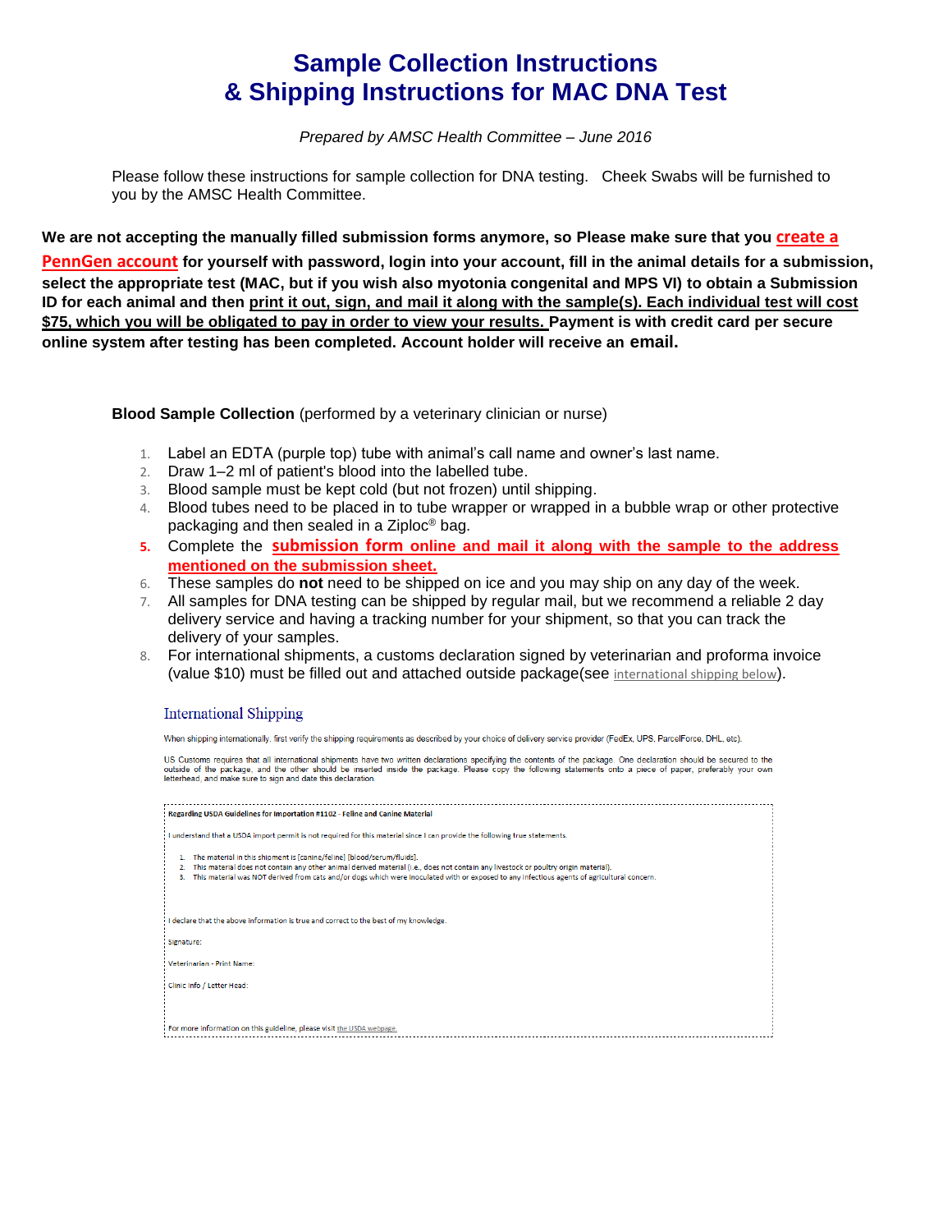# Sample Collection Instructions & Shipping Instructions for MAC DNA Test

*Prepared by AMSC Health Committee – June 2016*

Please follow these instructions for sample collection for DNA testing. Cheek Swabs will be furnished to you by the AMSC Health Committee.

**We are not accepting the manually filled submission forms anymore, so Please make sure that you create a PennGen account for yourself with password, login into your account, fill in the animal details for a submission, select the appropriate test (MAC, but if you wish also myotonia congenital and MPS VI) to obtain a Submission ID for each animal and then print it out, sign, and mail it along with the sample(s). Each individual test will cost $75, which you will be obligated to pay in order to view your results. Payment is with credit card per secure online system after testing has been completed. Account holder will receive an email.**

**Blood Sample Collection** (performed by a veterinary clinician or nurse)

1. Label an EDTA (purple top) tube with animal's call name and owner's last name.
2. Draw 1–2 ml of patient's blood into the labelled tube.
3. Blood sample must be kept cold (but not frozen) until shipping.
4. Blood tubes need to be placed in to tube wrapper or wrapped in a bubble wrap or other protective packaging and then sealed in a Ziploc® bag.
5. Complete the **submission form online and mail it along with the sample to the address mentioned on the submission sheet.**
6. These samples do **not** need to be shipped on ice and you may ship on any day of the week.
7. All samples for DNA testing can be shipped by regular mail, but we recommend a reliable 2 day delivery service and having a tracking number for your shipment, so that you can track the delivery of your samples.
8. For international shipments, a customs declaration signed by veterinarian and proforma invoice (value $10) must be filled out and attached outside package(see international shipping below).

## International Shipping

When shipping internationally, first verify the shipping requirements as described by your choice of delivery service provider (FedEx, UPS, ParcelForce, DHL, etc).

US Customs require that all international shipments have two written declarations specifying the contents of the package. One declaration should be secured to the outside of the package, and the other should be inserted inside the package. Please copy the following statements onto a piece of paper, preferably your own letterhead, and make sure to sign and date this declaration.

**Regarding USDA Guidelines for Importation #1102 - Feline and Canine Material**

I understand that a USDA import permit is not required for this material since I can provide the following true statements.

1. The material in this shipment is [canine/feline] [blood/serum/fluids].
2. This material does not contain any other animal derived material (i.e., does not contain any livestock or poultry origin material).
3. This material was NOT derived from cats and/or dogs which were inoculated with or exposed to any infectious agents of agricultural concern.

I declare that the above information is true and correct to the best of my knowledge.

Signature:

Veterinarian - Print Name:

Clinic Info / Letter Head:

For more information on this guideline, please visit the USDA webpage.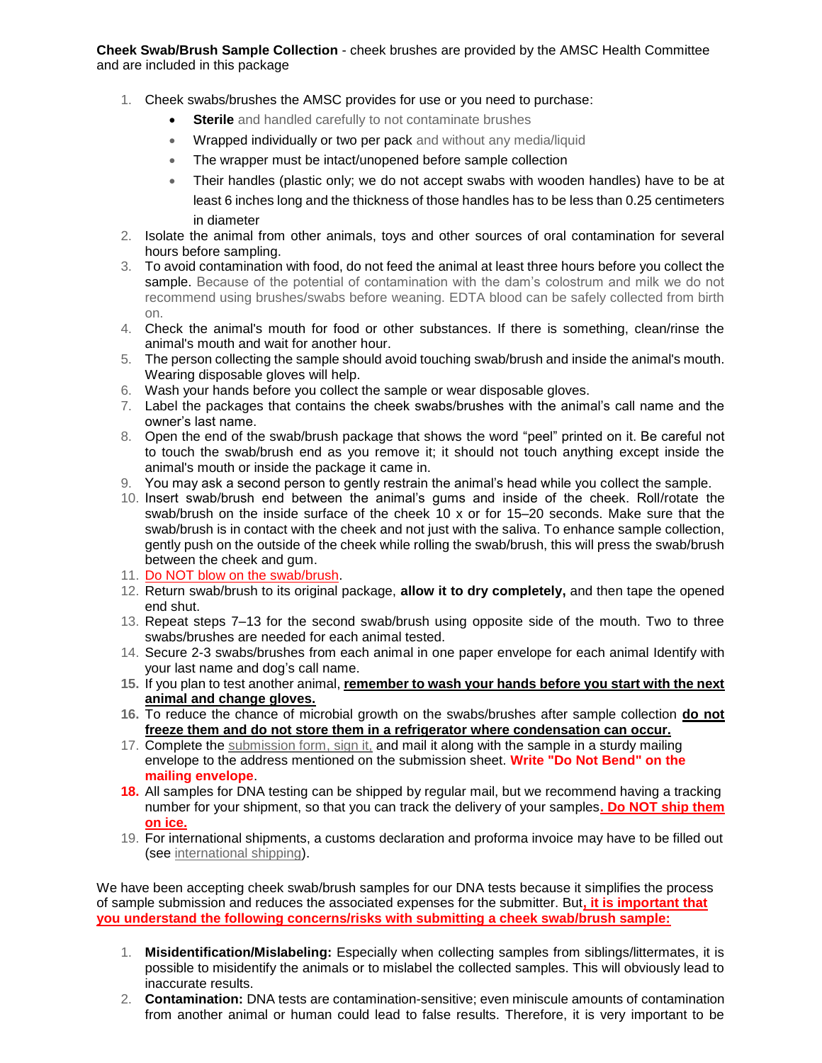**Cheek Swab/Brush Sample Collection** - cheek brushes are provided by the AMSC Health Committee and are included in this package

1. Cheek swabs/brushes the AMSC provides for use or you need to purchase:
   - **Sterile** and handled carefully to not contaminate brushes
   - Wrapped individually or two per pack and without any media/liquid
   - The wrapper must be intact/unopened before sample collection
   - Their handles (plastic only; we do not accept swabs with wooden handles) have to be at least 6 inches long and the thickness of those handles has to be less than 0.25 centimeters in diameter
2. Isolate the animal from other animals, toys and other sources of oral contamination for several hours before sampling.
3. To avoid contamination with food, do not feed the animal at least three hours before you collect the sample. Because of the potential of contamination with the dam's colostrum and milk we do not recommend using brushes/swabs before weaning. EDTA blood can be safely collected from birth on.
4. Check the animal's mouth for food or other substances. If there is something, clean/rinse the animal's mouth and wait for another hour.
5. The person collecting the sample should avoid touching swab/brush and inside the animal's mouth. Wearing disposable gloves will help.
6. Wash your hands before you collect the sample or wear disposable gloves.
7. Label the packages that contains the cheek swabs/brushes with the animal's call name and the owner's last name.
8. Open the end of the swab/brush package that shows the word "peel" printed on it. Be careful not to touch the swab/brush end as you remove it; it should not touch anything except inside the animal's mouth or inside the package it came in.
9. You may ask a second person to gently restrain the animal's head while you collect the sample.
10. Insert swab/brush end between the animal's gums and inside of the cheek. Roll/rotate the swab/brush on the inside surface of the cheek 10 x or for 15–20 seconds. Make sure that the swab/brush is in contact with the cheek and not just with the saliva. To enhance sample collection, gently push on the outside of the cheek while rolling the swab/brush, this will press the swab/brush between the cheek and gum.
11. Do NOT blow on the swab/brush.
12. Return swab/brush to its original package, **allow it to dry completely,** and then tape the opened end shut.
13. Repeat steps 7–13 for the second swab/brush using opposite side of the mouth. Two to three swabs/brushes are needed for each animal tested.
14. Secure 2-3 swabs/brushes from each animal in one paper envelope for each animal Identify with your last name and dog's call name.
15. If you plan to test another animal, **remember to wash your hands before you start with the next animal and change gloves.**
16. To reduce the chance of microbial growth on the swabs/brushes after sample collection **do not freeze them and do not store them in a refrigerator where condensation can occur.**
17. Complete the submission form, sign it, and mail it along with the sample in a sturdy mailing envelope to the address mentioned on the submission sheet. **Write "Do Not Bend" on the mailing envelope**.
18. All samples for DNA testing can be shipped by regular mail, but we recommend having a tracking number for your shipment, so that you can track the delivery of your samples**. Do NOT ship them on ice.**
19. For international shipments, a customs declaration and proforma invoice may have to be filled out (see international shipping).

We have been accepting cheek swab/brush samples for our DNA tests because it simplifies the process of sample submission and reduces the associated expenses for the submitter. But**, it is important that you understand the following concerns/risks with submitting a cheek swab/brush sample:**

1. **Misidentification/Mislabeling:** Especially when collecting samples from siblings/littermates, it is possible to misidentify the animals or to mislabel the collected samples. This will obviously lead to inaccurate results.
2. **Contamination:** DNA tests are contamination-sensitive; even miniscule amounts of contamination from another animal or human could lead to false results. Therefore, it is very important to be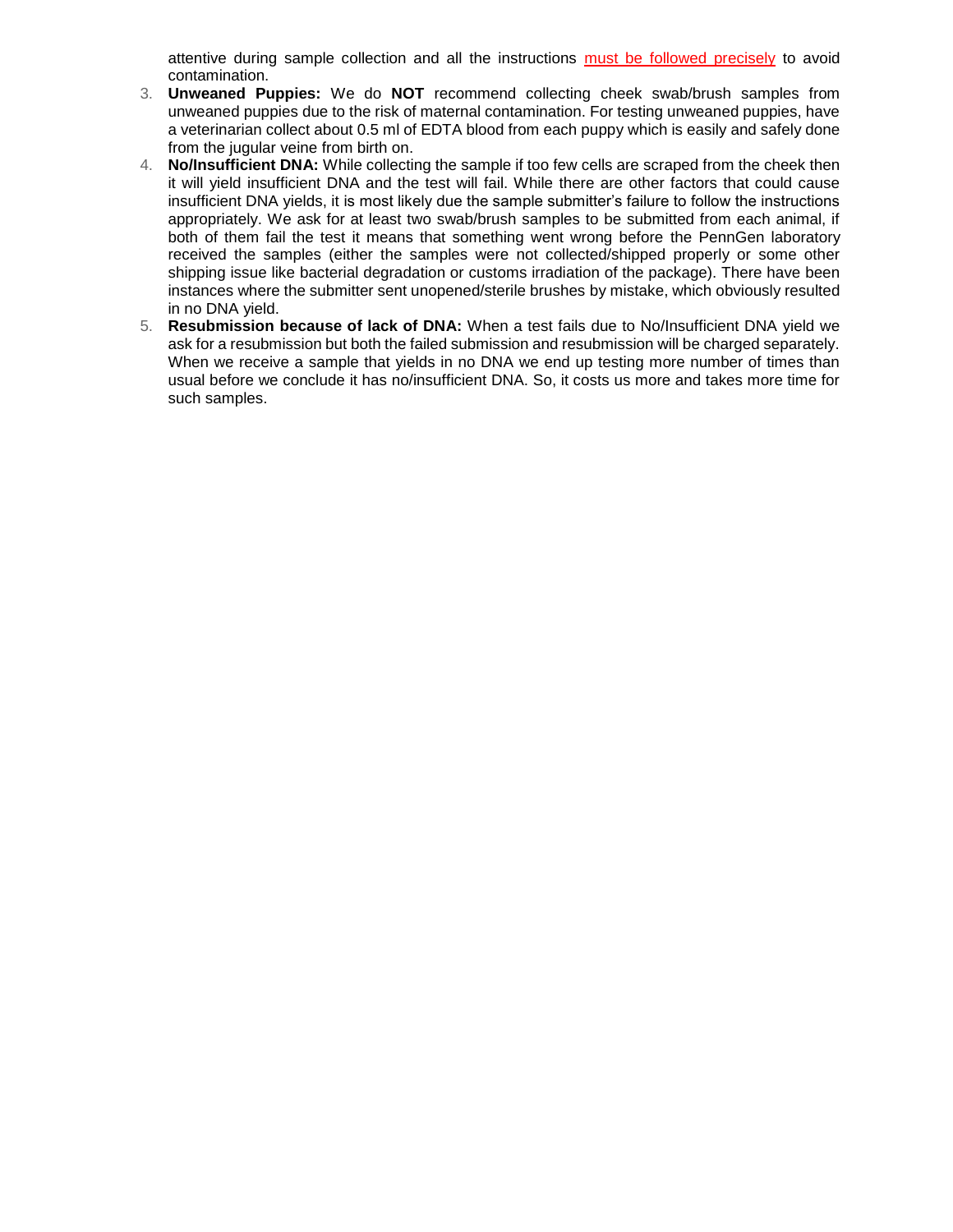attentive during sample collection and all the instructions must be followed precisely to avoid contamination.

3. **Unweaned Puppies:** We do **NOT** recommend collecting cheek swab/brush samples from unweaned puppies due to the risk of maternal contamination. For testing unweaned puppies, have a veterinarian collect about 0.5 ml of EDTA blood from each puppy which is easily and safely done from the jugular veine from birth on.
4. **No/Insufficient DNA:** While collecting the sample if too few cells are scraped from the cheek then it will yield insufficient DNA and the test will fail. While there are other factors that could cause insufficient DNA yields, it is most likely due the sample submitter's failure to follow the instructions appropriately. We ask for at least two swab/brush samples to be submitted from each animal, if both of them fail the test it means that something went wrong before the PennGen laboratory received the samples (either the samples were not collected/shipped properly or some other shipping issue like bacterial degradation or customs irradiation of the package). There have been instances where the submitter sent unopened/sterile brushes by mistake, which obviously resulted in no DNA yield.
5. **Resubmission because of lack of DNA:** When a test fails due to No/Insufficient DNA yield we ask for a resubmission but both the failed submission and resubmission will be charged separately. When we receive a sample that yields in no DNA we end up testing more number of times than usual before we conclude it has no/insufficient DNA. So, it costs us more and takes more time for such samples.